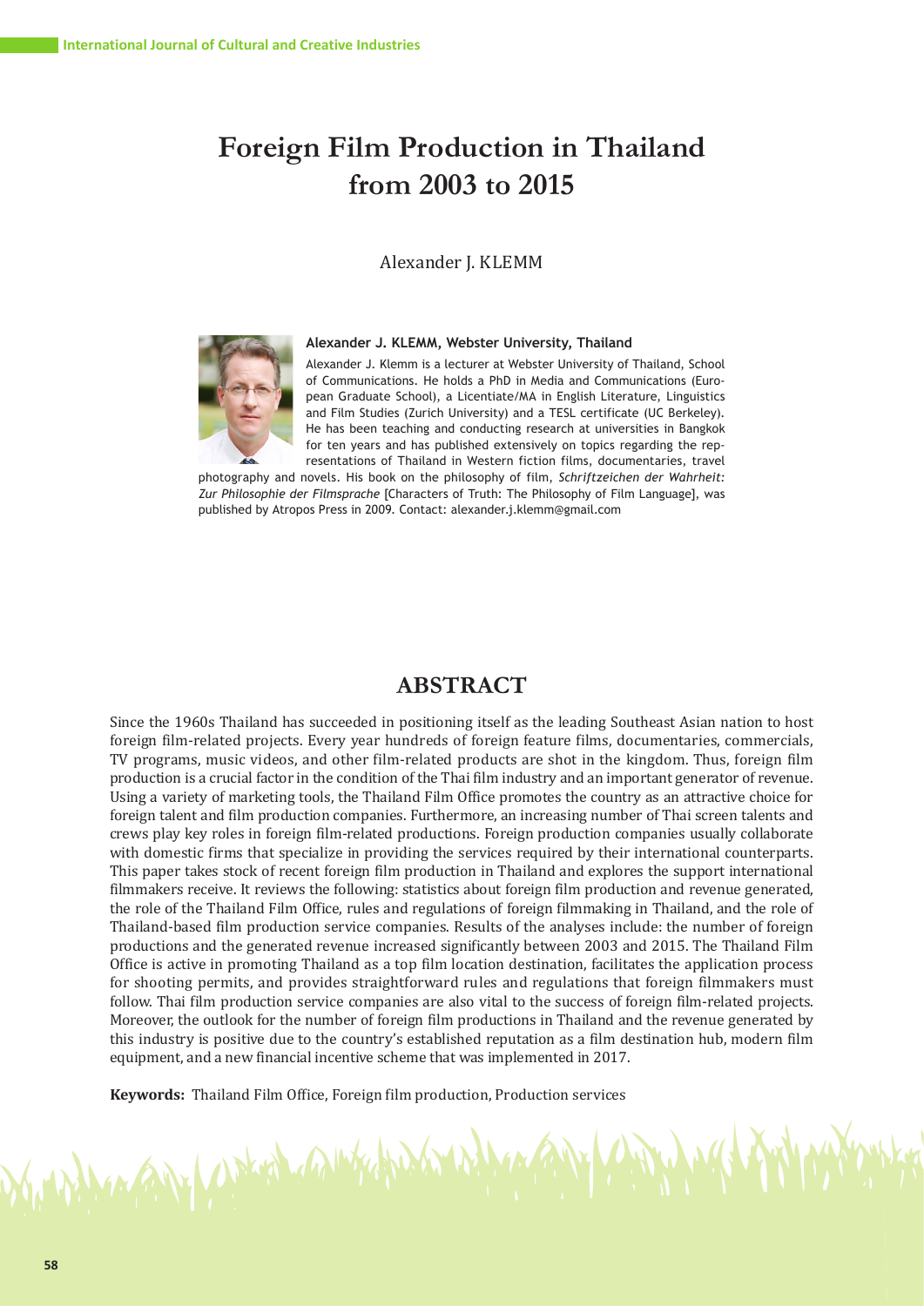# Foreign Film Production in Thailand from 2003 to 2015

Alexander J. KLEMM

**Alexander J. KLEMM, Webster University, Thailand**

Alexander J. Klemm is a lecturer at Webster University of Thailand, School of Communications. He holds a PhD in Media and Communications (European Graduate School), a Licentiate/MA in English Literature, Linguistics and Film Studies (Zurich University) and a TESL certificate (UC Berkeley). He has been teaching and conducting research at universities in Bangkok for ten years and has published extensively on topics regarding the representations of Thailand in Western fiction films, documentaries, travel photography and novels. His book on the philosophy of film, *Schriftzeichen der Wahrheit: Zur Philosophie der Filmsprache* [Characters of Truth: The Philosophy of Film Language], was published by Atropos Press in 2009. Contact: alexander.j.klemm@gmail.com

## ABSTRACT

Since the 1960s Thailand has succeeded in positioning itself as the leading Southeast Asian nation to host foreign film-related projects. Every year hundreds of foreign feature films, documentaries, commercials, TV programs, music videos, and other film-related products are shot in the kingdom. Thus, foreign film production is a crucial factor in the condition of the Thai film industry and an important generator of revenue. Using a variety of marketing tools, the Thailand Film Office promotes the country as an attractive choice for foreign talent and film production companies. Furthermore, an increasing number of Thai screen talents and crews play key roles in foreign film-related productions. Foreign production companies usually collaborate with domestic firms that specialize in providing the services required by their international counterparts. This paper takes stock of recent foreign film production in Thailand and explores the support international filmmakers receive. It reviews the following: statistics about foreign film production and revenue generated, the role of the Thailand Film Office, rules and regulations of foreign filmmaking in Thailand, and the role of Thailand-based film production service companies. Results of the analyses include: the number of foreign productions and the generated revenue increased significantly between 2003 and 2015. The Thailand Film Office is active in promoting Thailand as a top film location destination, facilitates the application process for shooting permits, and provides straightforward rules and regulations that foreign filmmakers must follow. Thai film production service companies are also vital to the success of foreign film-related projects. Moreover, the outlook for the number of foreign film productions in Thailand and the revenue generated by this industry is positive due to the country's established reputation as a film destination hub, modern film equipment, and a new financial incentive scheme that was implemented in 2017.

**Keywords:** Thailand Film Office, Foreign film production, Production services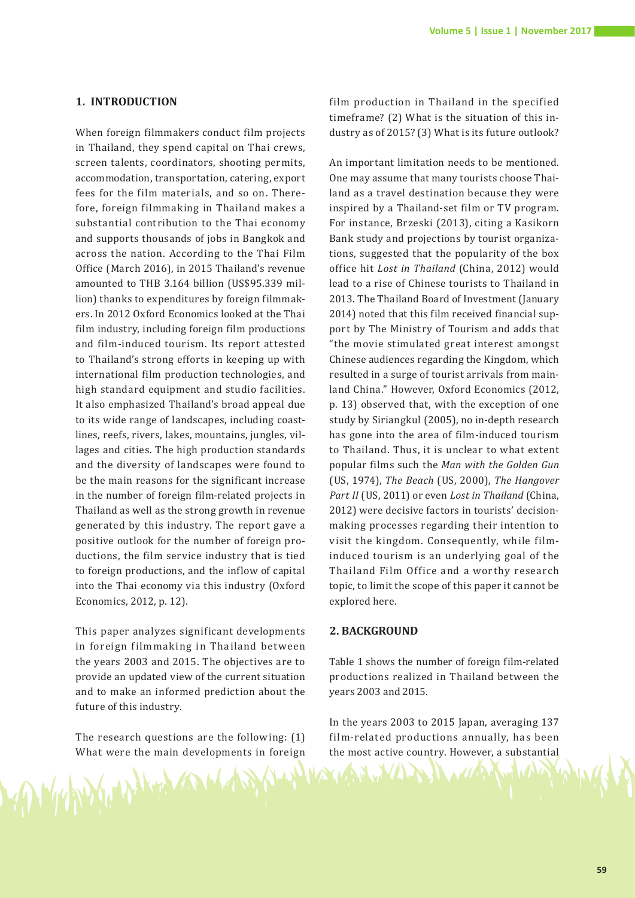## 1. INTRODUCTION

When foreign filmmakers conduct film projects in Thailand, they spend capital on Thai crews, screen talents, coordinators, shooting permits, accommodation, transportation, catering, export fees for the film materials, and so on. Therefore, foreign filmmaking in Thailand makes a substantial contribution to the Thai economy and supports thousands of jobs in Bangkok and across the nation. According to the Thai Film Office (March 2016), in 2015 Thailand's revenue amounted to THB 3.164 billion (US$95.339 million) thanks to expenditures by foreign filmmakers. In 2012 Oxford Economics looked at the Thai film industry, including foreign film productions and film-induced tourism. Its report attested to Thailand's strong efforts in keeping up with international film production technologies, and high standard equipment and studio facilities. It also emphasized Thailand's broad appeal due to its wide range of landscapes, including coastlines, reefs, rivers, lakes, mountains, jungles, villages and cities. The high production standards and the diversity of landscapes were found to be the main reasons for the significant increase in the number of foreign film-related projects in Thailand as well as the strong growth in revenue generated by this industry. The report gave a positive outlook for the number of foreign productions, the film service industry that is tied to foreign productions, and the inflow of capital into the Thai economy via this industry (Oxford Economics, 2012, p. 12).

This paper analyzes significant developments in foreign filmmaking in Thailand between the years 2003 and 2015. The objectives are to provide an updated view of the current situation and to make an informed prediction about the future of this industry.

The research questions are the following: (1) What were the main developments in foreign film production in Thailand in the specified timeframe? (2) What is the situation of this industry as of 2015? (3) What is its future outlook?

An important limitation needs to be mentioned. One may assume that many tourists choose Thailand as a travel destination because they were inspired by a Thailand-set film or TV program. For instance, Brzeski (2013), citing a Kasikorn Bank study and projections by tourist organizations, suggested that the popularity of the box office hit *Lost in Thailand* (China, 2012) would lead to a rise of Chinese tourists to Thailand in 2013. The Thailand Board of Investment (January 2014) noted that this film received financial support by The Ministry of Tourism and adds that "the movie stimulated great interest amongst Chinese audiences regarding the Kingdom, which resulted in a surge of tourist arrivals from mainland China." However, Oxford Economics (2012, p. 13) observed that, with the exception of one study by Siriangkul (2005), no in-depth research has gone into the area of film-induced tourism to Thailand. Thus, it is unclear to what extent popular films such the *Man with the Golden Gun* (US, 1974), *The Beach* (US, 2000), *The Hangover Part II* (US, 2011) or even *Lost in Thailand* (China, 2012) were decisive factors in tourists' decision-making processes regarding their intention to visit the kingdom. Consequently, while film-induced tourism is an underlying goal of the Thailand Film Office and a worthy research topic, to limit the scope of this paper it cannot be explored here.

## 2. BACKGROUND

Table 1 shows the number of foreign film-related productions realized in Thailand between the years 2003 and 2015.

In the years 2003 to 2015 Japan, averaging 137 film-related productions annually, has been the most active country. However, a substantial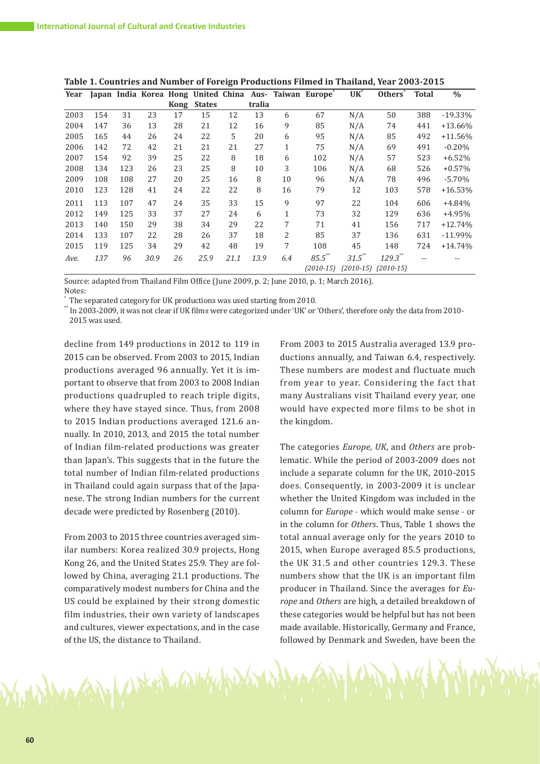**Table 1. Countries and Number of Foreign Productions Filmed in Thailand, Year 2003-2015**

| Year | Japan | India | Korea | Hong Kong | United States | China | Aus-tralia | Taiwan | Europe[*] | UK[*] | Others[*] | Total | % |
|---|---|---|---|---|---|---|---|---|---|---|---|---|---|
| 2003 | 154 | 31 | 23 | 17 | 15 | 12 | 13 | 6 | 67 | N/A | 50 | 388 | -19.33% |
| 2004 | 147 | 36 | 13 | 28 | 21 | 12 | 16 | 9 | 85 | N/A | 74 | 441 | +13.66% |
| 2005 | 165 | 44 | 26 | 24 | 22 | 5 | 20 | 6 | 95 | N/A | 85 | 492 | +11.56% |
| 2006 | 142 | 72 | 42 | 21 | 21 | 21 | 27 | 1 | 75 | N/A | 69 | 491 | -0.20% |
| 2007 | 154 | 92 | 39 | 25 | 22 | 8 | 18 | 6 | 102 | N/A | 57 | 523 | +6.52% |
| 2008 | 134 | 123 | 26 | 23 | 25 | 8 | 10 | 3 | 106 | N/A | 68 | 526 | +0.57% |
| 2009 | 108 | 108 | 27 | 20 | 25 | 16 | 8 | 10 | 96 | N/A | 78 | 496 | -5.70% |
| 2010 | 123 | 128 | 41 | 24 | 22 | 22 | 8 | 16 | 79 | 12 | 103 | 578 | +16.53% |
| 2011 | 113 | 107 | 47 | 24 | 35 | 33 | 15 | 9 | 97 | 22 | 104 | 606 | +4.84% |
| 2012 | 149 | 125 | 33 | 37 | 27 | 24 | 6 | 1 | 73 | 32 | 129 | 636 | +4.95% |
| 2013 | 140 | 150 | 29 | 38 | 34 | 29 | 22 | 7 | 71 | 41 | 156 | 717 | +12.74% |
| 2014 | 133 | 107 | 22 | 28 | 26 | 37 | 18 | 2 | 85 | 37 | 136 | 631 | -11.99% |
| 2015 | 119 | 125 | 34 | 29 | 42 | 48 | 19 | 7 | 108 | 45 | 148 | 724 | +14.74% |
| *Ave.* | *137* | *96* | *30.9* | *26* | *25.9* | *21.1* | *13.9* | *6.4* | *85.5*[**] *(2010-15)* | *31.5*[**] *(2010-15)* | *129.3*[**] *(2010-15)* | -- | -- |

Source: adapted from Thailand Film Office (June 2009, p. 2; June 2010, p. 1; March 2016).

Notes:

[*] The separated category for UK productions was used starting from 2010.

[**] In 2003-2009, it was not clear if UK films were categorized under 'UK' or 'Others', therefore only the data from 2010-2015 was used.

decline from 149 productions in 2012 to 119 in 2015 can be observed. From 2003 to 2015, Indian productions averaged 96 annually. Yet it is important to observe that from 2003 to 2008 Indian productions quadrupled to reach triple digits, where they have stayed since. Thus, from 2008 to 2015 Indian productions averaged 121.6 annually. In 2010, 2013, and 2015 the total number of Indian film-related productions was greater than Japan's. This suggests that in the future the total number of Indian film-related productions in Thailand could again surpass that of the Japanese. The strong Indian numbers for the current decade were predicted by Rosenberg (2010).

From 2003 to 2015 three countries averaged similar numbers: Korea realized 30.9 projects, Hong Kong 26, and the United States 25.9. They are followed by China, averaging 21.1 productions. The comparatively modest numbers for China and the US could be explained by their strong domestic film industries, their own variety of landscapes and cultures, viewer expectations, and in the case of the US, the distance to Thailand.

From 2003 to 2015 Australia averaged 13.9 productions annually, and Taiwan 6.4, respectively. These numbers are modest and fluctuate much from year to year. Considering the fact that many Australians visit Thailand every year, one would have expected more films to be shot in the kingdom.

The categories *Europe, UK*, and *Others* are problematic. While the period of 2003-2009 does not include a separate column for the UK, 2010-2015 does. Consequently, in 2003-2009 it is unclear whether the United Kingdom was included in the column for *Europe* - which would make sense - or in the column for *Others*. Thus, Table 1 shows the total annual average only for the years 2010 to 2015, when Europe averaged 85.5 productions, the UK 31.5 and other countries 129.3. These numbers show that the UK is an important film producer in Thailand. Since the averages for *Europe* and *Others* are high, a detailed breakdown of these categories would be helpful but has not been made available. Historically, Germany and France, followed by Denmark and Sweden, have been the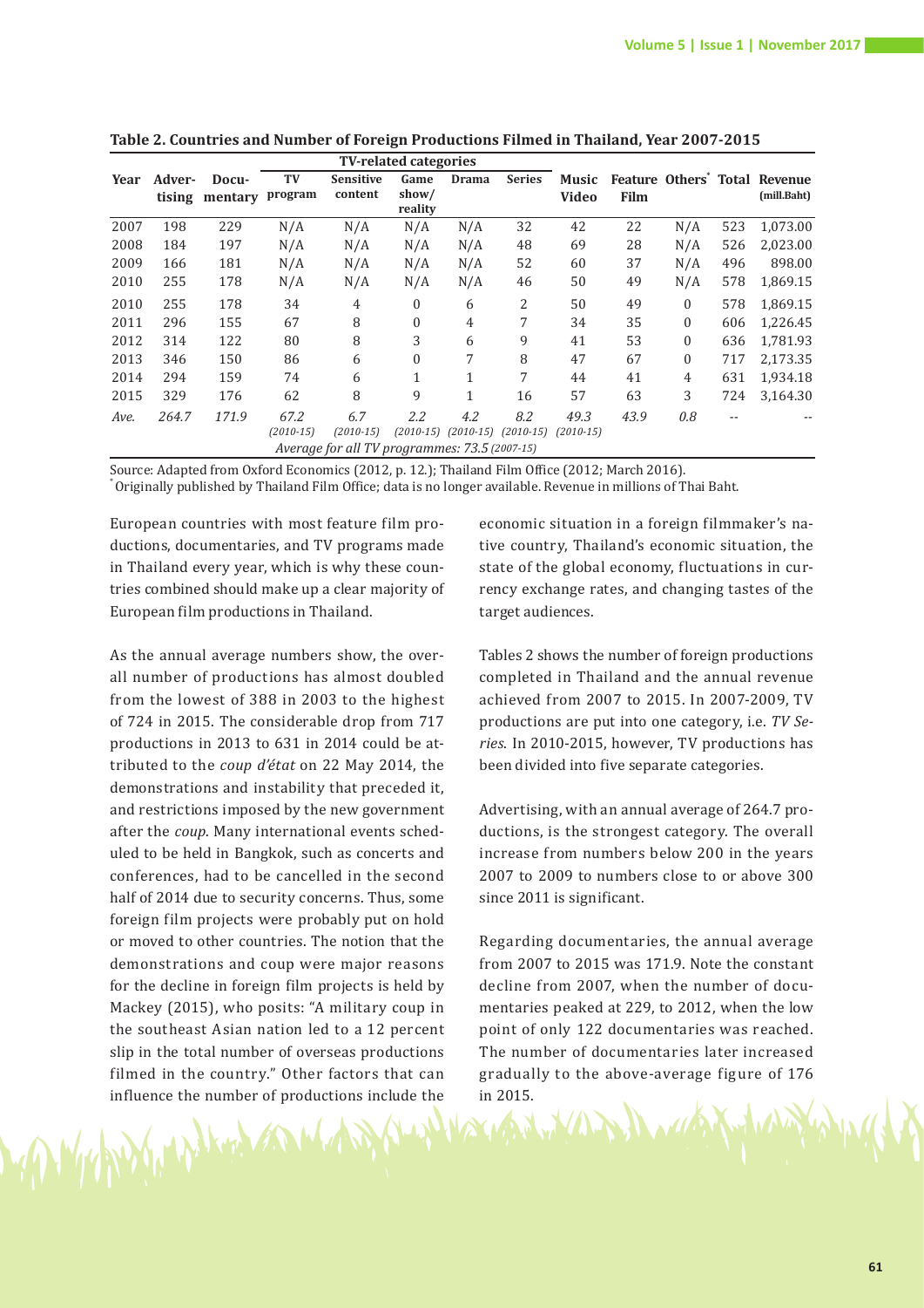**Table 2. Countries and Number of Foreign Productions Filmed in Thailand, Year 2007-2015**

| Year | Adver-tising | Docu-mentary | TV-related categories | | | | | Music Video | Feature Film | Others* | Total | Revenue (mill.Baht) |
|---|---|---|---|---|---|---|---|---|---|---|---|---|
| | | | TV program | Sensitive content | Game show/ reality | Drama | Series | | | | | |
| 2007 | 198 | 229 | N/A | N/A | N/A | N/A | 32 | 42 | 22 | N/A | 523 | 1,073.00 |
| 2008 | 184 | 197 | N/A | N/A | N/A | N/A | 48 | 69 | 28 | N/A | 526 | 2,023.00 |
| 2009 | 166 | 181 | N/A | N/A | N/A | N/A | 52 | 60 | 37 | N/A | 496 | 898.00 |
| 2010 | 255 | 178 | N/A | N/A | N/A | N/A | 46 | 50 | 49 | N/A | 578 | 1,869.15 |
| 2010 | 255 | 178 | 34 | 4 | 0 | 6 | 2 | 50 | 49 | 0 | 578 | 1,869.15 |
| 2011 | 296 | 155 | 67 | 8 | 0 | 4 | 7 | 34 | 35 | 0 | 606 | 1,226.45 |
| 2012 | 314 | 122 | 80 | 8 | 3 | 6 | 9 | 41 | 53 | 0 | 636 | 1,781.93 |
| 2013 | 346 | 150 | 86 | 6 | 0 | 7 | 8 | 47 | 67 | 0 | 717 | 2,173.35 |
| 2014 | 294 | 159 | 74 | 6 | 1 | 1 | 7 | 44 | 41 | 4 | 631 | 1,934.18 |
| 2015 | 329 | 176 | 62 | 8 | 9 | 1 | 16 | 57 | 63 | 3 | 724 | 3,164.30 |
| *Ave.* | *264.7* | *171.9* | *67.2 (2010-15)* | *6.7 (2010-15)* | *2.2 (2010-15)* | *4.2 (2010-15)* | *8.2 (2010-15)* | *49.3 (2010-15)* | *43.9* | *0.8* | -- | -- |
| | | | *Average for all TV programmes: 73.5 (2007-15)* | | | | | | | | | |

Source: Adapted from Oxford Economics (2012, p. 12.); Thailand Film Office (2012; March 2016).
* Originally published by Thailand Film Office; data is no longer available. Revenue in millions of Thai Baht.

European countries with most feature film productions, documentaries, and TV programs made in Thailand every year, which is why these countries combined should make up a clear majority of European film productions in Thailand.

As the annual average numbers show, the overall number of productions has almost doubled from the lowest of 388 in 2003 to the highest of 724 in 2015. The considerable drop from 717 productions in 2013 to 631 in 2014 could be attributed to the *coup d'état* on 22 May 2014, the demonstrations and instability that preceded it, and restrictions imposed by the new government after the *coup*. Many international events scheduled to be held in Bangkok, such as concerts and conferences, had to be cancelled in the second half of 2014 due to security concerns. Thus, some foreign film projects were probably put on hold or moved to other countries. The notion that the demonstrations and coup were major reasons for the decline in foreign film projects is held by Mackey (2015), who posits: "A military coup in the southeast Asian nation led to a 12 percent slip in the total number of overseas productions filmed in the country." Other factors that can influence the number of productions include the economic situation in a foreign filmmaker's native country, Thailand's economic situation, the state of the global economy, fluctuations in currency exchange rates, and changing tastes of the target audiences.

Tables 2 shows the number of foreign productions completed in Thailand and the annual revenue achieved from 2007 to 2015. In 2007-2009, TV productions are put into one category, i.e. *TV Series*. In 2010-2015, however, TV productions has been divided into five separate categories.

Advertising, with an annual average of 264.7 productions, is the strongest category. The overall increase from numbers below 200 in the years 2007 to 2009 to numbers close to or above 300 since 2011 is significant.

Regarding documentaries, the annual average from 2007 to 2015 was 171.9. Note the constant decline from 2007, when the number of documentaries peaked at 229, to 2012, when the low point of only 122 documentaries was reached. The number of documentaries later increased gradually to the above-average figure of 176 in 2015.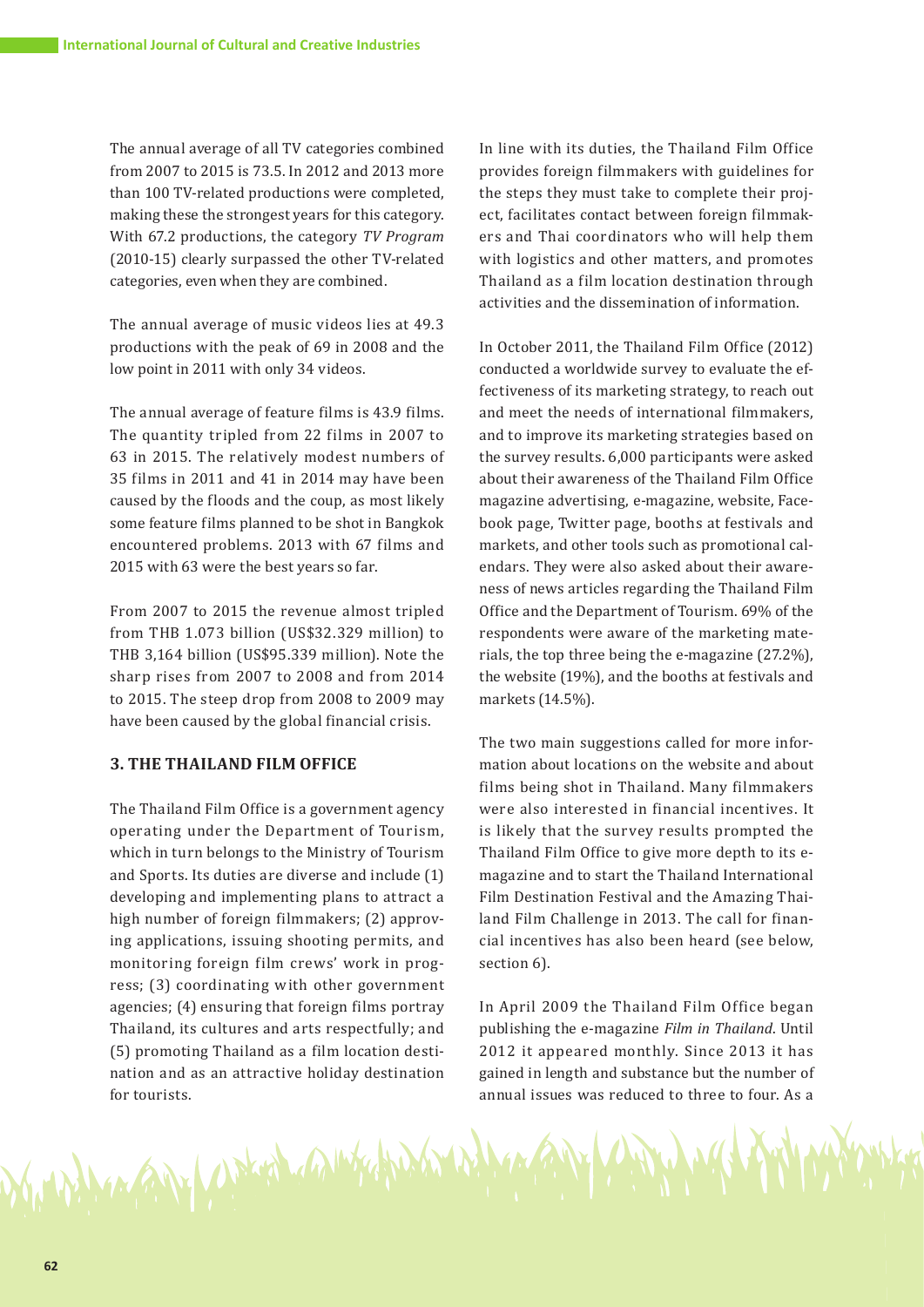The annual average of all TV categories combined from 2007 to 2015 is 73.5. In 2012 and 2013 more than 100 TV-related productions were completed, making these the strongest years for this category. With 67.2 productions, the category *TV Program* (2010-15) clearly surpassed the other TV-related categories, even when they are combined.

The annual average of music videos lies at 49.3 productions with the peak of 69 in 2008 and the low point in 2011 with only 34 videos.

The annual average of feature films is 43.9 films. The quantity tripled from 22 films in 2007 to 63 in 2015. The relatively modest numbers of 35 films in 2011 and 41 in 2014 may have been caused by the floods and the coup, as most likely some feature films planned to be shot in Bangkok encountered problems. 2013 with 67 films and 2015 with 63 were the best years so far.

From 2007 to 2015 the revenue almost tripled from THB 1.073 billion (US$32.329 million) to THB 3,164 billion (US$95.339 million). Note the sharp rises from 2007 to 2008 and from 2014 to 2015. The steep drop from 2008 to 2009 may have been caused by the global financial crisis.

## 3. THE THAILAND FILM OFFICE

The Thailand Film Office is a government agency operating under the Department of Tourism, which in turn belongs to the Ministry of Tourism and Sports. Its duties are diverse and include (1) developing and implementing plans to attract a high number of foreign filmmakers; (2) approving applications, issuing shooting permits, and monitoring foreign film crews' work in progress; (3) coordinating with other government agencies; (4) ensuring that foreign films portray Thailand, its cultures and arts respectfully; and (5) promoting Thailand as a film location destination and as an attractive holiday destination for tourists.

In line with its duties, the Thailand Film Office provides foreign filmmakers with guidelines for the steps they must take to complete their project, facilitates contact between foreign filmmakers and Thai coordinators who will help them with logistics and other matters, and promotes Thailand as a film location destination through activities and the dissemination of information.

In October 2011, the Thailand Film Office (2012) conducted a worldwide survey to evaluate the effectiveness of its marketing strategy, to reach out and meet the needs of international filmmakers, and to improve its marketing strategies based on the survey results. 6,000 participants were asked about their awareness of the Thailand Film Office magazine advertising, e-magazine, website, Facebook page, Twitter page, booths at festivals and markets, and other tools such as promotional calendars. They were also asked about their awareness of news articles regarding the Thailand Film Office and the Department of Tourism. 69% of the respondents were aware of the marketing materials, the top three being the e-magazine (27.2%), the website (19%), and the booths at festivals and markets (14.5%).

The two main suggestions called for more information about locations on the website and about films being shot in Thailand. Many filmmakers were also interested in financial incentives. It is likely that the survey results prompted the Thailand Film Office to give more depth to its e-magazine and to start the Thailand International Film Destination Festival and the Amazing Thailand Film Challenge in 2013. The call for financial incentives has also been heard (see below, section 6).

In April 2009 the Thailand Film Office began publishing the e-magazine *Film in Thailand*. Until 2012 it appeared monthly. Since 2013 it has gained in length and substance but the number of annual issues was reduced to three to four. As a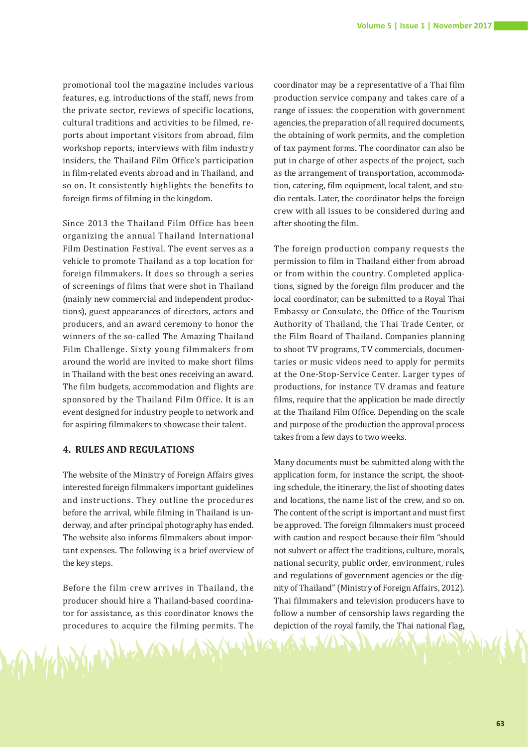promotional tool the magazine includes various features, e.g. introductions of the staff, news from the private sector, reviews of specific locations, cultural traditions and activities to be filmed, reports about important visitors from abroad, film workshop reports, interviews with film industry insiders, the Thailand Film Office's participation in film-related events abroad and in Thailand, and so on. It consistently highlights the benefits to foreign firms of filming in the kingdom.

Since 2013 the Thailand Film Office has been organizing the annual Thailand International Film Destination Festival. The event serves as a vehicle to promote Thailand as a top location for foreign filmmakers. It does so through a series of screenings of films that were shot in Thailand (mainly new commercial and independent productions), guest appearances of directors, actors and producers, and an award ceremony to honor the winners of the so-called The Amazing Thailand Film Challenge. Sixty young filmmakers from around the world are invited to make short films in Thailand with the best ones receiving an award. The film budgets, accommodation and flights are sponsored by the Thailand Film Office. It is an event designed for industry people to network and for aspiring filmmakers to showcase their talent.

## 4. RULES AND REGULATIONS

The website of the Ministry of Foreign Affairs gives interested foreign filmmakers important guidelines and instructions. They outline the procedures before the arrival, while filming in Thailand is underway, and after principal photography has ended. The website also informs filmmakers about important expenses. The following is a brief overview of the key steps.

Before the film crew arrives in Thailand, the producer should hire a Thailand-based coordinator for assistance, as this coordinator knows the procedures to acquire the filming permits. The coordinator may be a representative of a Thai film production service company and takes care of a range of issues: the cooperation with government agencies, the preparation of all required documents, the obtaining of work permits, and the completion of tax payment forms. The coordinator can also be put in charge of other aspects of the project, such as the arrangement of transportation, accommodation, catering, film equipment, local talent, and studio rentals. Later, the coordinator helps the foreign crew with all issues to be considered during and after shooting the film.

The foreign production company requests the permission to film in Thailand either from abroad or from within the country. Completed applications, signed by the foreign film producer and the local coordinator, can be submitted to a Royal Thai Embassy or Consulate, the Office of the Tourism Authority of Thailand, the Thai Trade Center, or the Film Board of Thailand. Companies planning to shoot TV programs, TV commercials, documentaries or music videos need to apply for permits at the One-Stop-Service Center. Larger types of productions, for instance TV dramas and feature films, require that the application be made directly at the Thailand Film Office. Depending on the scale and purpose of the production the approval process takes from a few days to two weeks.

Many documents must be submitted along with the application form, for instance the script, the shooting schedule, the itinerary, the list of shooting dates and locations, the name list of the crew, and so on. The content of the script is important and must first be approved. The foreign filmmakers must proceed with caution and respect because their film "should not subvert or affect the traditions, culture, morals, national security, public order, environment, rules and regulations of government agencies or the dignity of Thailand" (Ministry of Foreign Affairs, 2012). Thai filmmakers and television producers have to follow a number of censorship laws regarding the depiction of the royal family, the Thai national flag,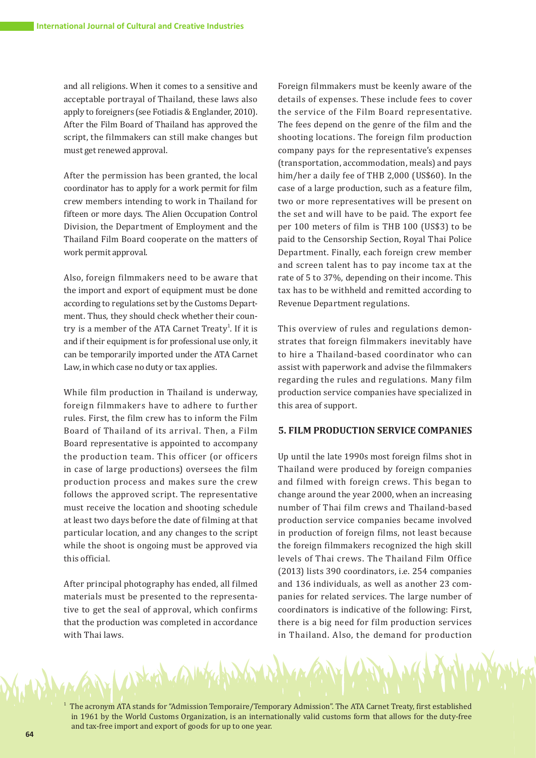and all religions. When it comes to a sensitive and acceptable portrayal of Thailand, these laws also apply to foreigners (see Fotiadis & Englander, 2010). After the Film Board of Thailand has approved the script, the filmmakers can still make changes but must get renewed approval.

After the permission has been granted, the local coordinator has to apply for a work permit for film crew members intending to work in Thailand for fifteen or more days. The Alien Occupation Control Division, the Department of Employment and the Thailand Film Board cooperate on the matters of work permit approval.

Also, foreign filmmakers need to be aware that the import and export of equipment must be done according to regulations set by the Customs Department. Thus, they should check whether their country is a member of the ATA Carnet Treaty[1]. If it is and if their equipment is for professional use only, it can be temporarily imported under the ATA Carnet Law, in which case no duty or tax applies.

While film production in Thailand is underway, foreign filmmakers have to adhere to further rules. First, the film crew has to inform the Film Board of Thailand of its arrival. Then, a Film Board representative is appointed to accompany the production team. This officer (or officers in case of large productions) oversees the film production process and makes sure the crew follows the approved script. The representative must receive the location and shooting schedule at least two days before the date of filming at that particular location, and any changes to the script while the shoot is ongoing must be approved via this official.

After principal photography has ended, all filmed materials must be presented to the representative to get the seal of approval, which confirms that the production was completed in accordance with Thai laws.

Foreign filmmakers must be keenly aware of the details of expenses. These include fees to cover the service of the Film Board representative. The fees depend on the genre of the film and the shooting locations. The foreign film production company pays for the representative's expenses (transportation, accommodation, meals) and pays him/her a daily fee of THB 2,000 (US$60). In the case of a large production, such as a feature film, two or more representatives will be present on the set and will have to be paid. The export fee per 100 meters of film is THB 100 (US$3) to be paid to the Censorship Section, Royal Thai Police Department. Finally, each foreign crew member and screen talent has to pay income tax at the rate of 5 to 37%, depending on their income. This tax has to be withheld and remitted according to Revenue Department regulations.

This overview of rules and regulations demonstrates that foreign filmmakers inevitably have to hire a Thailand-based coordinator who can assist with paperwork and advise the filmmakers regarding the rules and regulations. Many film production service companies have specialized in this area of support.

## 5. FILM PRODUCTION SERVICE COMPANIES

Up until the late 1990s most foreign films shot in Thailand were produced by foreign companies and filmed with foreign crews. This began to change around the year 2000, when an increasing number of Thai film crews and Thailand-based production service companies became involved in production of foreign films, not least because the foreign filmmakers recognized the high skill levels of Thai crews. The Thailand Film Office (2013) lists 390 coordinators, i.e. 254 companies and 136 individuals, as well as another 23 companies for related services. The large number of coordinators is indicative of the following: First, there is a big need for film production services in Thailand. Also, the demand for production

[1] The acronym ATA stands for "Admission Temporaire/Temporary Admission". The ATA Carnet Treaty, first established in 1961 by the World Customs Organization, is an internationally valid customs form that allows for the duty-free and tax-free import and export of goods for up to one year.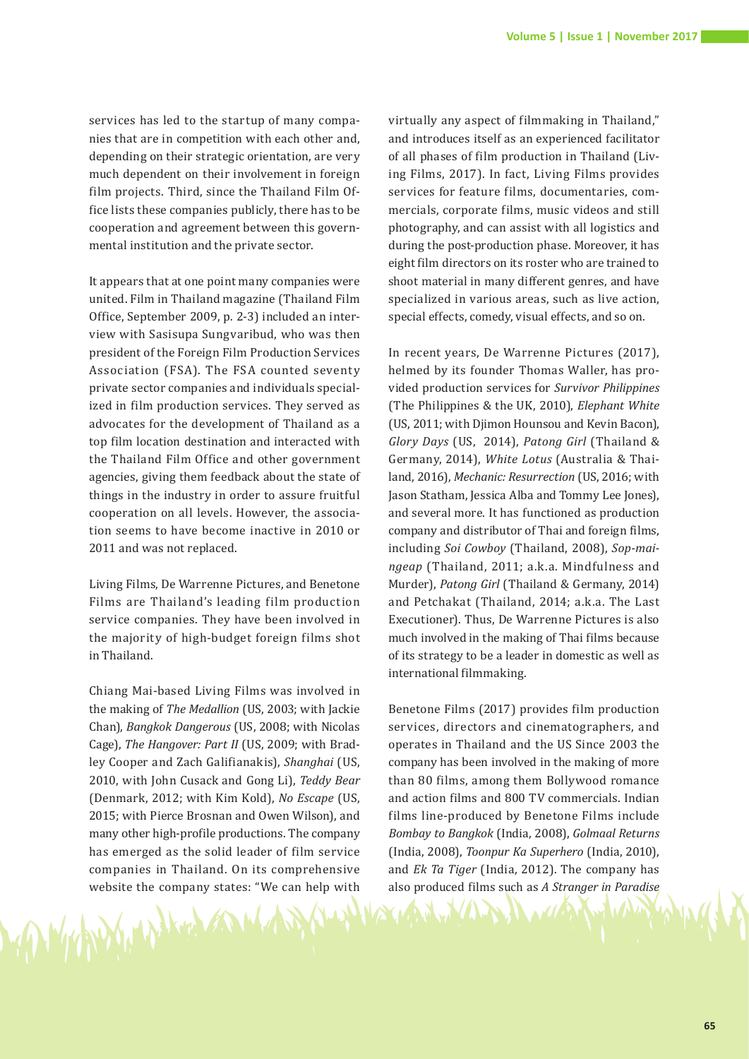services has led to the startup of many companies that are in competition with each other and, depending on their strategic orientation, are very much dependent on their involvement in foreign film projects. Third, since the Thailand Film Office lists these companies publicly, there has to be cooperation and agreement between this governmental institution and the private sector.

It appears that at one point many companies were united. Film in Thailand magazine (Thailand Film Office, September 2009, p. 2-3) included an interview with Sasisupa Sungvaribud, who was then president of the Foreign Film Production Services Association (FSA). The FSA counted seventy private sector companies and individuals specialized in film production services. They served as advocates for the development of Thailand as a top film location destination and interacted with the Thailand Film Office and other government agencies, giving them feedback about the state of things in the industry in order to assure fruitful cooperation on all levels. However, the association seems to have become inactive in 2010 or 2011 and was not replaced.

Living Films, De Warrenne Pictures, and Benetone Films are Thailand's leading film production service companies. They have been involved in the majority of high-budget foreign films shot in Thailand.

Chiang Mai-based Living Films was involved in the making of *The Medallion* (US, 2003; with Jackie Chan), *Bangkok Dangerous* (US, 2008; with Nicolas Cage), *The Hangover: Part II* (US, 2009; with Bradley Cooper and Zach Galifianakis), *Shanghai* (US, 2010, with John Cusack and Gong Li), *Teddy Bear* (Denmark, 2012; with Kim Kold), *No Escape* (US, 2015; with Pierce Brosnan and Owen Wilson), and many other high-profile productions. The company has emerged as the solid leader of film service companies in Thailand. On its comprehensive website the company states: "We can help with virtually any aspect of filmmaking in Thailand," and introduces itself as an experienced facilitator of all phases of film production in Thailand (Living Films, 2017). In fact, Living Films provides services for feature films, documentaries, commercials, corporate films, music videos and still photography, and can assist with all logistics and during the post-production phase. Moreover, it has eight film directors on its roster who are trained to shoot material in many different genres, and have specialized in various areas, such as live action, special effects, comedy, visual effects, and so on.

In recent years, De Warrenne Pictures (2017), helmed by its founder Thomas Waller, has provided production services for *Survivor Philippines* (The Philippines & the UK, 2010), *Elephant White* (US, 2011; with Djimon Hounsou and Kevin Bacon), *Glory Days* (US, 2014), *Patong Girl* (Thailand & Germany, 2014), *White Lotus* (Australia & Thailand, 2016), *Mechanic: Resurrection* (US, 2016; with Jason Statham, Jessica Alba and Tommy Lee Jones), and several more. It has functioned as production company and distributor of Thai and foreign films, including *Soi Cowboy* (Thailand, 2008), *Sop-maingeap* (Thailand, 2011; a.k.a. Mindfulness and Murder), *Patong Girl* (Thailand & Germany, 2014) and Petchakat (Thailand, 2014; a.k.a. The Last Executioner). Thus, De Warrenne Pictures is also much involved in the making of Thai films because of its strategy to be a leader in domestic as well as international filmmaking.

Benetone Films (2017) provides film production services, directors and cinematographers, and operates in Thailand and the US Since 2003 the company has been involved in the making of more than 80 films, among them Bollywood romance and action films and 800 TV commercials. Indian films line-produced by Benetone Films include *Bombay to Bangkok* (India, 2008), *Golmaal Returns* (India, 2008), *Toonpur Ka Superhero* (India, 2010), and *Ek Ta Tiger* (India, 2012). The company has also produced films such as *A Stranger in Paradise*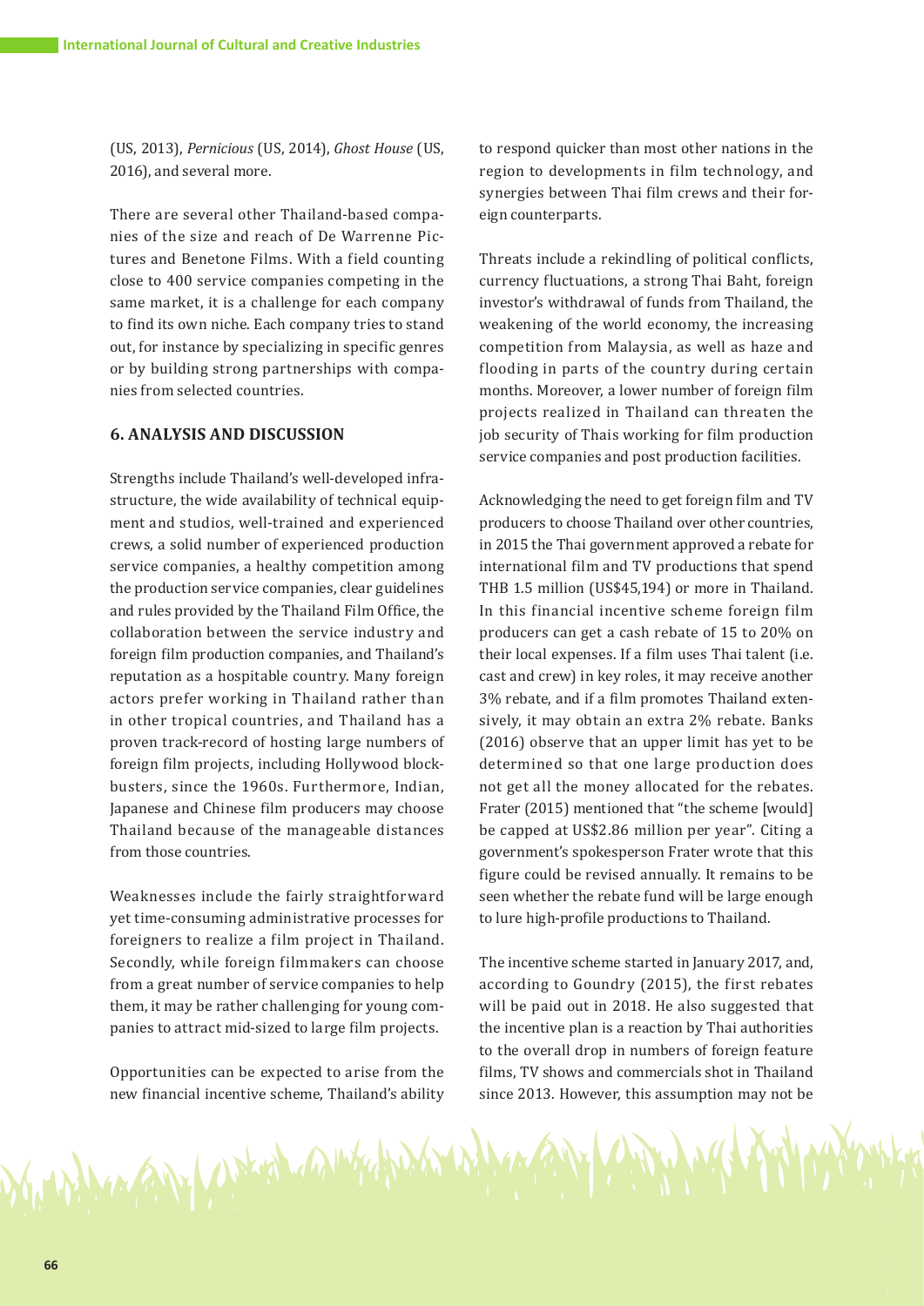(US, 2013), *Pernicious* (US, 2014), *Ghost House* (US, 2016), and several more.

There are several other Thailand-based companies of the size and reach of De Warrenne Pictures and Benetone Films. With a field counting close to 400 service companies competing in the same market, it is a challenge for each company to find its own niche. Each company tries to stand out, for instance by specializing in specific genres or by building strong partnerships with companies from selected countries.

## 6. ANALYSIS AND DISCUSSION

Strengths include Thailand's well-developed infrastructure, the wide availability of technical equipment and studios, well-trained and experienced crews, a solid number of experienced production service companies, a healthy competition among the production service companies, clear guidelines and rules provided by the Thailand Film Office, the collaboration between the service industry and foreign film production companies, and Thailand's reputation as a hospitable country. Many foreign actors prefer working in Thailand rather than in other tropical countries, and Thailand has a proven track-record of hosting large numbers of foreign film projects, including Hollywood blockbusters, since the 1960s. Furthermore, Indian, Japanese and Chinese film producers may choose Thailand because of the manageable distances from those countries.

Weaknesses include the fairly straightforward yet time-consuming administrative processes for foreigners to realize a film project in Thailand. Secondly, while foreign filmmakers can choose from a great number of service companies to help them, it may be rather challenging for young companies to attract mid-sized to large film projects.

Opportunities can be expected to arise from the new financial incentive scheme, Thailand's ability to respond quicker than most other nations in the region to developments in film technology, and synergies between Thai film crews and their foreign counterparts.

Threats include a rekindling of political conflicts, currency fluctuations, a strong Thai Baht, foreign investor's withdrawal of funds from Thailand, the weakening of the world economy, the increasing competition from Malaysia, as well as haze and flooding in parts of the country during certain months. Moreover, a lower number of foreign film projects realized in Thailand can threaten the job security of Thais working for film production service companies and post production facilities.

Acknowledging the need to get foreign film and TV producers to choose Thailand over other countries, in 2015 the Thai government approved a rebate for international film and TV productions that spend THB 1.5 million (US$45,194) or more in Thailand. In this financial incentive scheme foreign film producers can get a cash rebate of 15 to 20% on their local expenses. If a film uses Thai talent (i.e. cast and crew) in key roles, it may receive another 3% rebate, and if a film promotes Thailand extensively, it may obtain an extra 2% rebate. Banks (2016) observe that an upper limit has yet to be determined so that one large production does not get all the money allocated for the rebates. Frater (2015) mentioned that "the scheme [would] be capped at US$2.86 million per year". Citing a government's spokesperson Frater wrote that this figure could be revised annually. It remains to be seen whether the rebate fund will be large enough to lure high-profile productions to Thailand.

The incentive scheme started in January 2017, and, according to Goundry (2015), the first rebates will be paid out in 2018. He also suggested that the incentive plan is a reaction by Thai authorities to the overall drop in numbers of foreign feature films, TV shows and commercials shot in Thailand since 2013. However, this assumption may not be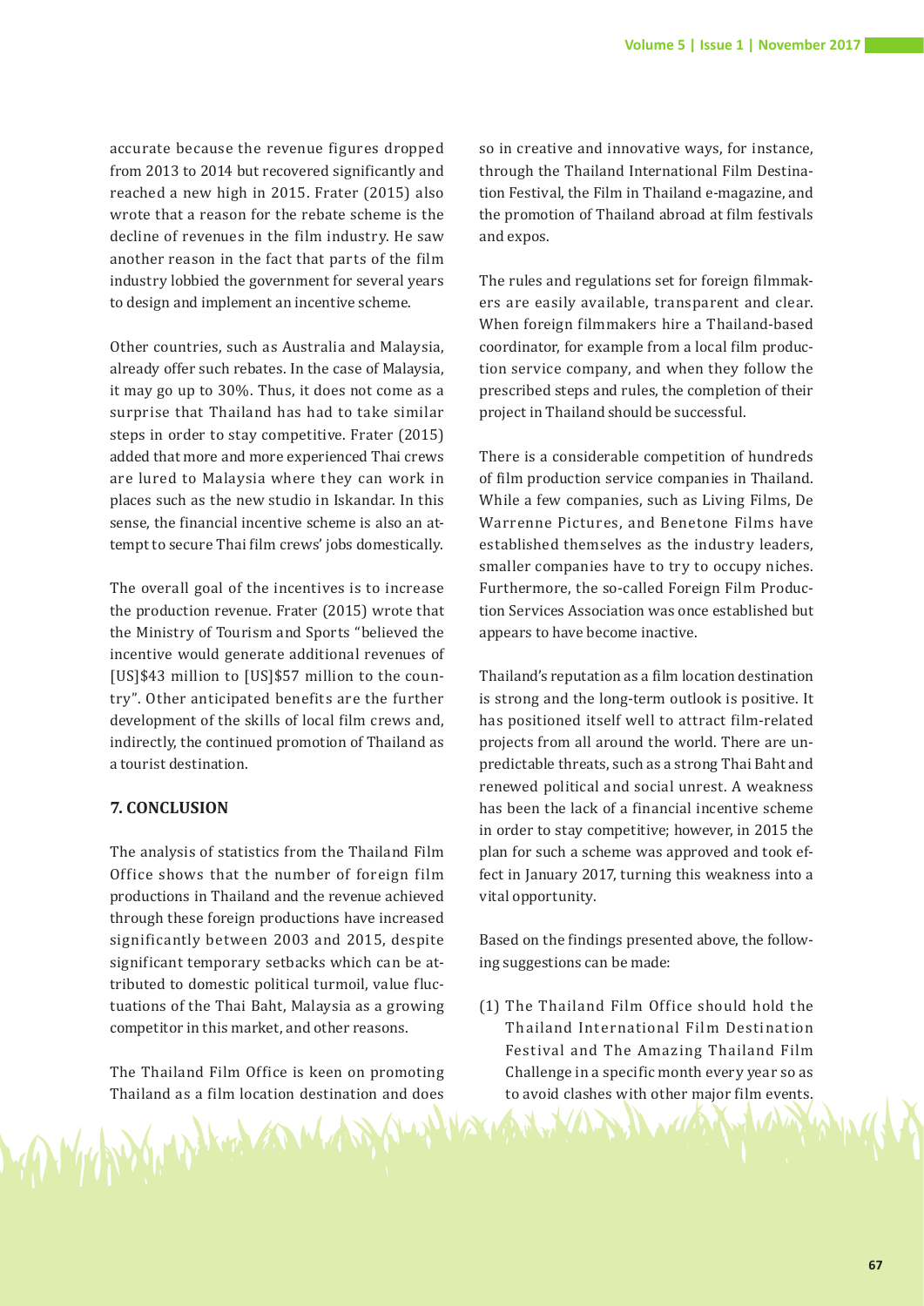accurate because the revenue figures dropped from 2013 to 2014 but recovered significantly and reached a new high in 2015. Frater (2015) also wrote that a reason for the rebate scheme is the decline of revenues in the film industry. He saw another reason in the fact that parts of the film industry lobbied the government for several years to design and implement an incentive scheme.

Other countries, such as Australia and Malaysia, already offer such rebates. In the case of Malaysia, it may go up to 30%. Thus, it does not come as a surprise that Thailand has had to take similar steps in order to stay competitive. Frater (2015) added that more and more experienced Thai crews are lured to Malaysia where they can work in places such as the new studio in Iskandar. In this sense, the financial incentive scheme is also an attempt to secure Thai film crews' jobs domestically.

The overall goal of the incentives is to increase the production revenue. Frater (2015) wrote that the Ministry of Tourism and Sports "believed the incentive would generate additional revenues of [US]$43 million to [US]$57 million to the country". Other anticipated benefits are the further development of the skills of local film crews and, indirectly, the continued promotion of Thailand as a tourist destination.

## 7. CONCLUSION

The analysis of statistics from the Thailand Film Office shows that the number of foreign film productions in Thailand and the revenue achieved through these foreign productions have increased significantly between 2003 and 2015, despite significant temporary setbacks which can be attributed to domestic political turmoil, value fluctuations of the Thai Baht, Malaysia as a growing competitor in this market, and other reasons.

The Thailand Film Office is keen on promoting Thailand as a film location destination and does so in creative and innovative ways, for instance, through the Thailand International Film Destination Festival, the Film in Thailand e-magazine, and the promotion of Thailand abroad at film festivals and expos.

The rules and regulations set for foreign filmmakers are easily available, transparent and clear. When foreign filmmakers hire a Thailand-based coordinator, for example from a local film production service company, and when they follow the prescribed steps and rules, the completion of their project in Thailand should be successful.

There is a considerable competition of hundreds of film production service companies in Thailand. While a few companies, such as Living Films, De Warrenne Pictures, and Benetone Films have established themselves as the industry leaders, smaller companies have to try to occupy niches. Furthermore, the so-called Foreign Film Production Services Association was once established but appears to have become inactive.

Thailand's reputation as a film location destination is strong and the long-term outlook is positive. It has positioned itself well to attract film-related projects from all around the world. There are unpredictable threats, such as a strong Thai Baht and renewed political and social unrest. A weakness has been the lack of a financial incentive scheme in order to stay competitive; however, in 2015 the plan for such a scheme was approved and took effect in January 2017, turning this weakness into a vital opportunity.

Based on the findings presented above, the following suggestions can be made:

(1) The Thailand Film Office should hold the Thailand International Film Destination Festival and The Amazing Thailand Film Challenge in a specific month every year so as to avoid clashes with other major film events.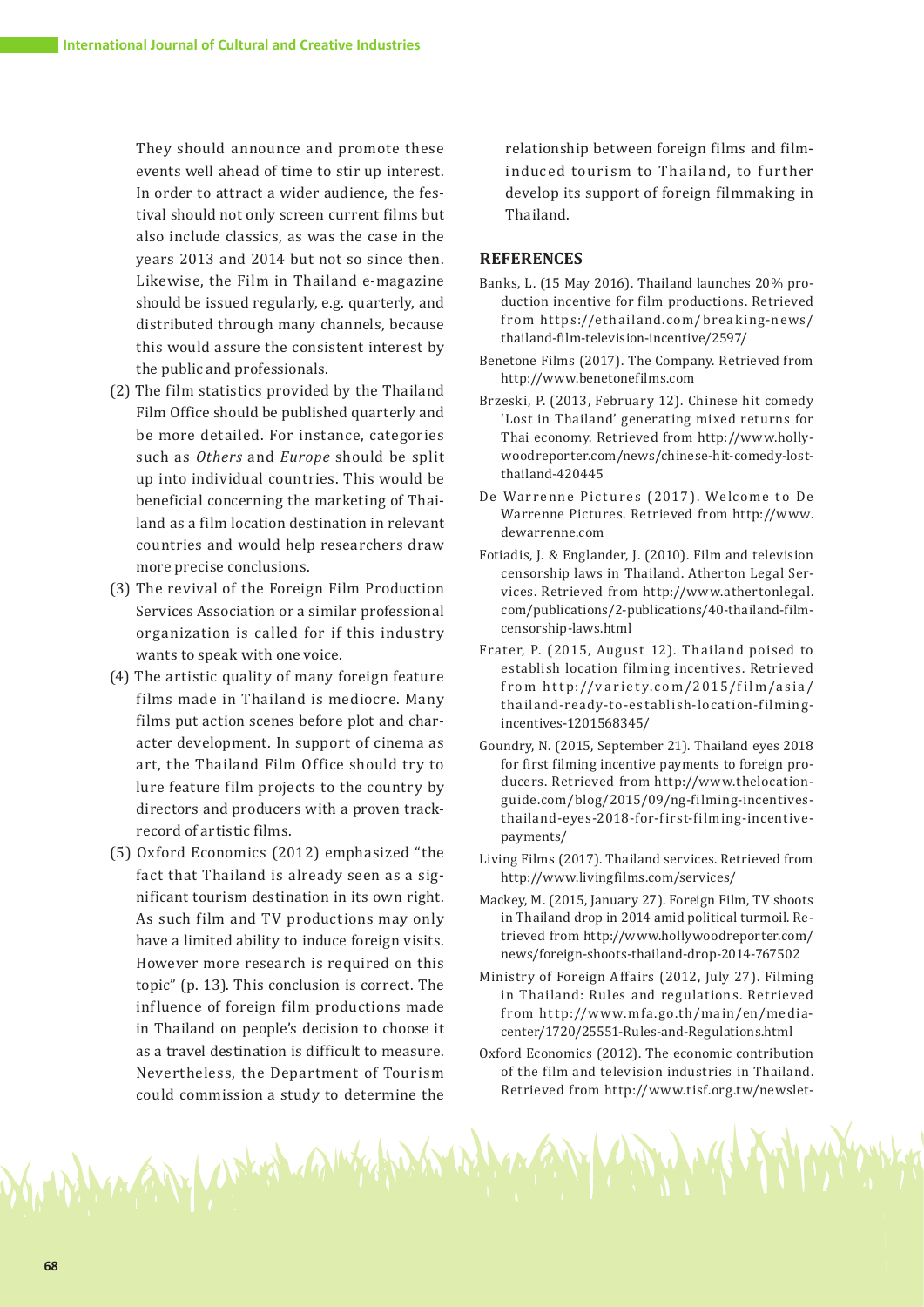They should announce and promote these events well ahead of time to stir up interest. In order to attract a wider audience, the festival should not only screen current films but also include classics, as was the case in the years 2013 and 2014 but not so since then. Likewise, the Film in Thailand e-magazine should be issued regularly, e.g. quarterly, and distributed through many channels, because this would assure the consistent interest by the public and professionals.

(2) The film statistics provided by the Thailand Film Office should be published quarterly and be more detailed. For instance, categories such as *Others* and *Europe* should be split up into individual countries. This would be beneficial concerning the marketing of Thailand as a film location destination in relevant countries and would help researchers draw more precise conclusions.

(3) The revival of the Foreign Film Production Services Association or a similar professional organization is called for if this industry wants to speak with one voice.

(4) The artistic quality of many foreign feature films made in Thailand is mediocre. Many films put action scenes before plot and character development. In support of cinema as art, the Thailand Film Office should try to lure feature film projects to the country by directors and producers with a proven track-record of artistic films.

(5) Oxford Economics (2012) emphasized "the fact that Thailand is already seen as a significant tourism destination in its own right. As such film and TV productions may only have a limited ability to induce foreign visits. However more research is required on this topic" (p. 13). This conclusion is correct. The influence of foreign film productions made in Thailand on people's decision to choose it as a travel destination is difficult to measure. Nevertheless, the Department of Tourism could commission a study to determine the relationship between foreign films and film-induced tourism to Thailand, to further develop its support of foreign filmmaking in Thailand.

## REFERENCES

Banks, L. (15 May 2016). Thailand launches 20% production incentive for film productions. Retrieved from https://ethailand.com/breaking-news/thailand-film-television-incentive/2597/

Benetone Films (2017). The Company. Retrieved from http://www.benetonefilms.com

Brzeski, P. (2013, February 12). Chinese hit comedy 'Lost in Thailand' generating mixed returns for Thai economy. Retrieved from http://www.hollywoodreporter.com/news/chinese-hit-comedy-lost-thailand-420445

De Warrenne Pictures (2017). Welcome to De Warrenne Pictures. Retrieved from http://www.dewarrenne.com

Fotiadis, J. & Englander, J. (2010). Film and television censorship laws in Thailand. Atherton Legal Services. Retrieved from http://www.athertonlegal.com/publications/2-publications/40-thailand-film-censorship-laws.html

Frater, P. (2015, August 12). Thailand poised to establish location filming incentives. Retrieved from http://variety.com/2015/film/asia/thailand-ready-to-establish-location-filming-incentives-1201568345/

Goundry, N. (2015, September 21). Thailand eyes 2018 for first filming incentive payments to foreign producers. Retrieved from http://www.thelocationguide.com/blog/2015/09/ng-filming-incentives-thailand-eyes-2018-for-first-filming-incentive-payments/

Living Films (2017). Thailand services. Retrieved from http://www.livingfilms.com/services/

Mackey, M. (2015, January 27). Foreign Film, TV shoots in Thailand drop in 2014 amid political turmoil. Retrieved from http://www.hollywoodreporter.com/news/foreign-shoots-thailand-drop-2014-767502

Ministry of Foreign Affairs (2012, July 27). Filming in Thailand: Rules and regulations. Retrieved from http://www.mfa.go.th/main/en/media-center/1720/25551-Rules-and-Regulations.html

Oxford Economics (2012). The economic contribution of the film and television industries in Thailand. Retrieved from http://www.tisf.org.tw/newslet-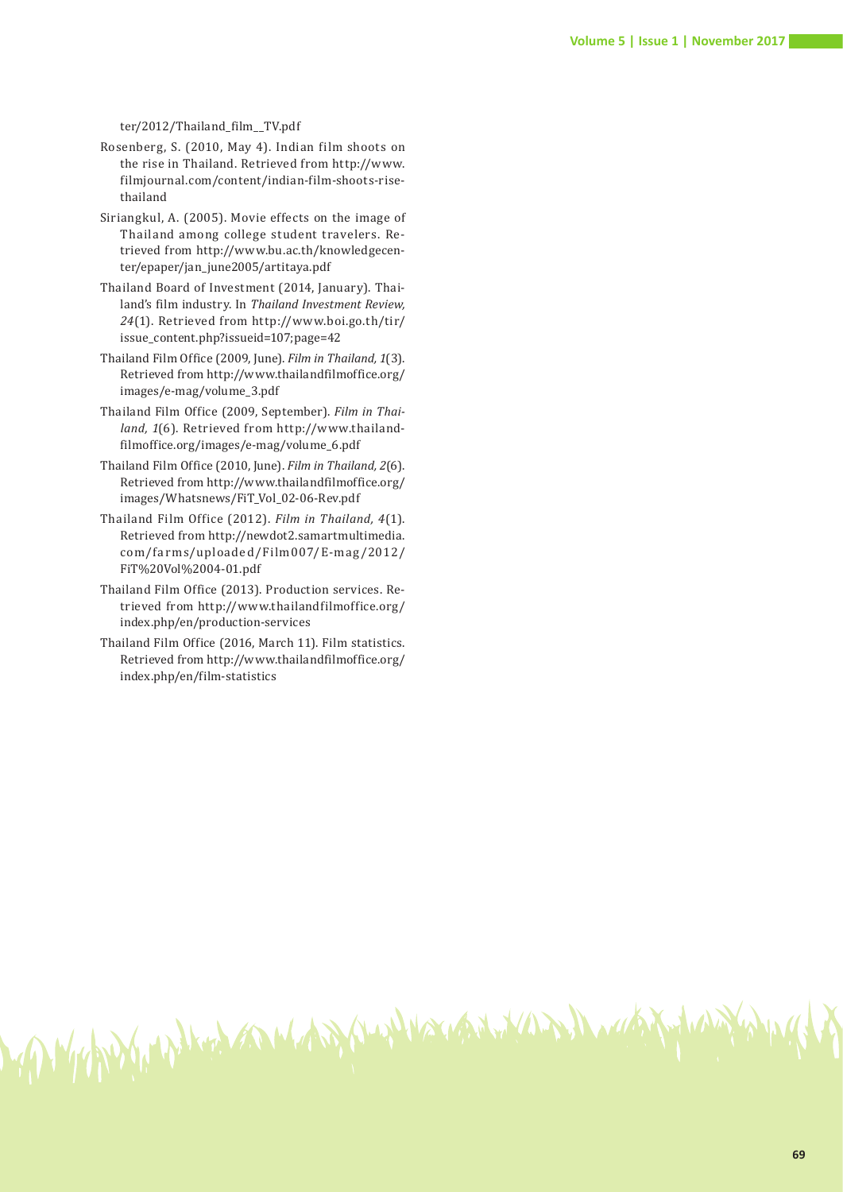ter/2012/Thailand_film__TV.pdf

Rosenberg, S. (2010, May 4). Indian film shoots on the rise in Thailand. Retrieved from http://www.filmjournal.com/content/indian-film-shoots-rise-thailand

Siriangkul, A. (2005). Movie effects on the image of Thailand among college student travelers. Retrieved from http://www.bu.ac.th/knowledgecenter/epaper/jan_june2005/artitaya.pdf

Thailand Board of Investment (2014, January). Thailand's film industry. In *Thailand Investment Review, 24*(1). Retrieved from http://www.boi.go.th/tir/issue_content.php?issueid=107;page=42

Thailand Film Office (2009, June). *Film in Thailand, 1*(3). Retrieved from http://www.thailandfilmoffice.org/images/e-mag/volume_3.pdf

Thailand Film Office (2009, September). *Film in Thailand, 1*(6). Retrieved from http://www.thailandfilmoffice.org/images/e-mag/volume_6.pdf

Thailand Film Office (2010, June). *Film in Thailand, 2*(6). Retrieved from http://www.thailandfilmoffice.org/images/Whatsnews/FiT_Vol_02-06-Rev.pdf

Thailand Film Office (2012). *Film in Thailand, 4*(1). Retrieved from http://newdot2.samartmultimedia.com/farms/uploaded/Film007/E-mag/2012/FiT%20Vol%2004-01.pdf

Thailand Film Office (2013). Production services. Retrieved from http://www.thailandfilmoffice.org/index.php/en/production-services

Thailand Film Office (2016, March 11). Film statistics. Retrieved from http://www.thailandfilmoffice.org/index.php/en/film-statistics